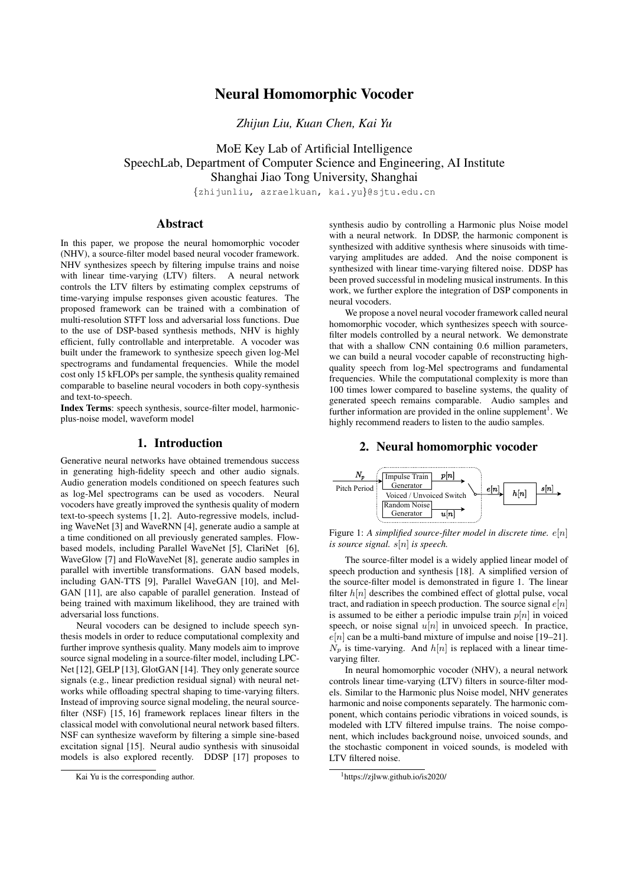# Neural Homomorphic Vocoder

*Zhijun Liu, Kuan Chen, Kai Yu*

MoE Key Lab of Artificial Intelligence
SpeechLab, Department of Computer Science and Engineering, AI Institute
Shanghai Jiao Tong University, Shanghai

{zhijunliu, azraelkuan, kai.yu}@sjtu.edu.cn

## Abstract

In this paper, we propose the neural homomorphic vocoder (NHV), a source-filter model based neural vocoder framework. NHV synthesizes speech by filtering impulse trains and noise with linear time-varying (LTV) filters. A neural network controls the LTV filters by estimating complex cepstrums of time-varying impulse responses given acoustic features. The proposed framework can be trained with a combination of multi-resolution STFT loss and adversarial loss functions. Due to the use of DSP-based synthesis methods, NHV is highly efficient, fully controllable and interpretable. A vocoder was built under the framework to synthesize speech given log-Mel spectrograms and fundamental frequencies. While the model cost only 15 kFLOPs per sample, the synthesis quality remained comparable to baseline neural vocoders in both copy-synthesis and text-to-speech.

**Index Terms**: speech synthesis, source-filter model, harmonic-plus-noise model, waveform model

## 1. Introduction

Generative neural networks have obtained tremendous success in generating high-fidelity speech and other audio signals. Audio generation models conditioned on speech features such as log-Mel spectrograms can be used as vocoders. Neural vocoders have greatly improved the synthesis quality of modern text-to-speech systems [1, 2]. Auto-regressive models, including WaveNet [3] and WaveRNN [4], generate audio a sample at a time conditioned on all previously generated samples. Flow-based models, including Parallel WaveNet [5], ClariNet [6], WaveGlow [7] and FloWaveNet [8], generate audio samples in parallel with invertible transformations. GAN based models, including GAN-TTS [9], Parallel WaveGAN [10], and Mel-GAN [11], are also capable of parallel generation. Instead of being trained with maximum likelihood, they are trained with adversarial loss functions.

Neural vocoders can be designed to include speech synthesis models in order to reduce computational complexity and further improve synthesis quality. Many models aim to improve source signal modeling in a source-filter model, including LPC-Net [12], GELP [13], GlotGAN [14]. They only generate source signals (e.g., linear prediction residual signal) with neural networks while offloading spectral shaping to time-varying filters. Instead of improving source signal modeling, the neural source-filter (NSF) [15, 16] framework replaces linear filters in the classical model with convolutional neural network based filters. NSF can synthesize waveform by filtering a simple sine-based excitation signal [15]. Neural audio synthesis with sinusoidal models is also explored recently. DDSP [17] proposes to synthesis audio by controlling a Harmonic plus Noise model with a neural network. In DDSP, the harmonic component is synthesized with additive synthesis where sinusoids with time-varying amplitudes are added. And the noise component is synthesized with linear time-varying filtered noise. DDSP has been proved successful in modeling musical instruments. In this work, we further explore the integration of DSP components in neural vocoders.

We propose a novel neural vocoder framework called neural homomorphic vocoder, which synthesizes speech with source-filter models controlled by a neural network. We demonstrate that with a shallow CNN containing 0.6 million parameters, we can build a neural vocoder capable of reconstructing high-quality speech from log-Mel spectrograms and fundamental frequencies. While the computational complexity is more than 100 times lower compared to baseline systems, the quality of generated speech remains comparable. Audio samples and further information are provided in the online supplement[1]. We highly recommend readers to listen to the audio samples.

## 2. Neural homomorphic vocoder

Figure 1: *A simplified source-filter model in discrete time. $e[n]$ is source signal. $s[n]$ is speech.*

The source-filter model is a widely applied linear model of speech production and synthesis [18]. A simplified version of the source-filter model is demonstrated in figure 1. The linear filter $h[n]$ describes the combined effect of glottal pulse, vocal tract, and radiation in speech production. The source signal $e[n]$ is assumed to be either a periodic impulse train $p[n]$ in voiced speech, or noise signal $u[n]$ in unvoiced speech. In practice, $e[n]$ can be a multi-band mixture of impulse and noise [19–21]. $N_p$ is time-varying. And $h[n]$ is replaced with a linear time-varying filter.

In neural homomorphic vocoder (NHV), a neural network controls linear time-varying (LTV) filters in source-filter models. Similar to the Harmonic plus Noise model, NHV generates harmonic and noise components separately. The harmonic component, which contains periodic vibrations in voiced sounds, is modeled with LTV filtered impulse trains. The noise component, which includes background noise, unvoiced sounds, and the stochastic component in voiced sounds, is modeled with LTV filtered noise.

Kai Yu is the corresponding author.

[1] https://zjlww.github.io/is2020/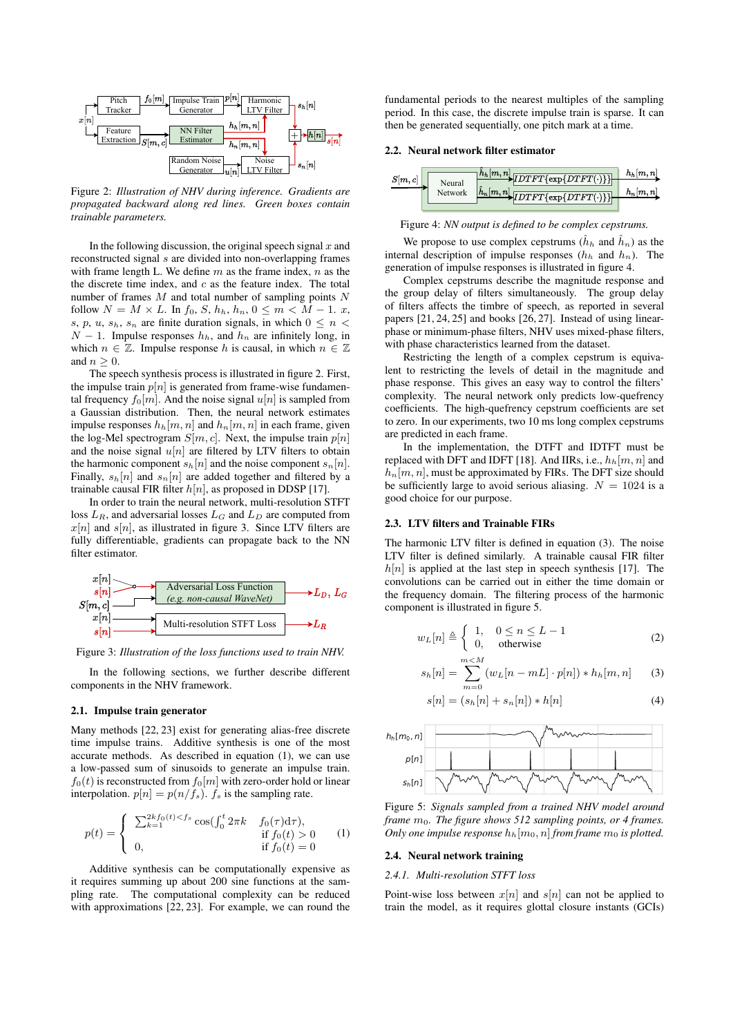Figure 2: *Illustration of NHV during inference. Gradients are propagated backward along red lines. Green boxes contain trainable parameters.*

In the following discussion, the original speech signal $x$ and reconstructed signal $s$ are divided into non-overlapping frames with frame length L. We define $m$ as the frame index, $n$ as the the discrete time index, and $c$ as the feature index. The total number of frames $M$ and total number of sampling points $N$ follow $N = M \times L$. In $f_0$, $S$, $h_h$, $h_n$, $0 \leq m < M - 1$. $x$, $s$, $p$, $u$, $s_h$, $s_n$ are finite duration signals, in which $0 \leq n < N - 1$. Impulse responses $h_h$, and $h_n$ are infinitely long, in which $n \in \mathbb{Z}$. Impulse response $h$ is causal, in which $n \in \mathbb{Z}$ and $n \geq 0$.

The speech synthesis process is illustrated in figure 2. First, the impulse train $p[n]$ is generated from frame-wise fundamental frequency $f_0[m]$. And the noise signal $u[n]$ is sampled from a Gaussian distribution. Then, the neural network estimates impulse responses $h_h[m, n]$ and $h_n[m, n]$ in each frame, given the log-Mel spectrogram $S[m, c]$. Next, the impulse train $p[n]$ and the noise signal $u[n]$ are filtered by LTV filters to obtain the harmonic component $s_h[n]$ and the noise component $s_n[n]$. Finally, $s_h[n]$ and $s_n[n]$ are added together and filtered by a trainable causal FIR filter $h[n]$, as proposed in DDSP [17].

In order to train the neural network, multi-resolution STFT loss $L_R$, and adversarial losses $L_G$ and $L_D$ are computed from $x[n]$ and $s[n]$, as illustrated in figure 3. Since LTV filters are fully differentiable, gradients can propagate back to the NN filter estimator.

Figure 3: *Illustration of the loss functions used to train NHV.*

In the following sections, we further describe different components in the NHV framework.

### 2.1. Impulse train generator

Many methods [22, 23] exist for generating alias-free discrete time impulse trains. Additive synthesis is one of the most accurate methods. As described in equation (1), we can use a low-passed sum of sinusoids to generate an impulse train. $f_0(t)$ is reconstructed from $f_0[m]$ with zero-order hold or linear interpolation. $p[n] = p(n/f_s)$. $f_s$ is the sampling rate.

$$p(t) = \begin{cases} \sum_{k=1}^{2kf_0(t)<f_s} \cos(\int_0^t 2\pi k \quad f_0(\tau)\mathrm{d}\tau), & \text{if } f_0(t) > 0 \\ 0, & \text{if } f_0(t) = 0 \end{cases} \quad (1)$$

Additive synthesis can be computationally expensive as it requires summing up about 200 sine functions at the sampling rate. The computational complexity can be reduced with approximations [22, 23]. For example, we can round the fundamental periods to the nearest multiples of the sampling period. In this case, the discrete impulse train is sparse. It can then be generated sequentially, one pitch mark at a time.

### 2.2. Neural network filter estimator

Figure 4: *NN output is defined to be complex cepstrums.*

We propose to use complex cepstrums ($\hat{h}_h$ and $\hat{h}_n$) as the internal description of impulse responses ($h_h$ and $h_n$). The generation of impulse responses is illustrated in figure 4.

Complex cepstrums describe the magnitude response and the group delay of filters simultaneously. The group delay of filters affects the timbre of speech, as reported in several papers [21, 24, 25] and books [26, 27]. Instead of using linear-phase or minimum-phase filters, NHV uses mixed-phase filters, with phase characteristics learned from the dataset.

Restricting the length of a complex cepstrum is equivalent to restricting the levels of detail in the magnitude and phase response. This gives an easy way to control the filters' complexity. The neural network only predicts low-quefrency coefficients. The high-quefrency cepstrum coefficients are set to zero. In our experiments, two 10 ms long complex cepstrums are predicted in each frame.

In the implementation, the DTFT and IDTFT must be replaced with DFT and IDFT [18]. And IIRs, i.e., $h_h[m, n]$ and $h_n[m, n]$, must be approximated by FIRs. The DFT size should be sufficiently large to avoid serious aliasing. $N = 1024$ is a good choice for our purpose.

### 2.3. LTV filters and Trainable FIRs

The harmonic LTV filter is defined in equation (3). The noise LTV filter is defined similarly. A trainable causal FIR filter $h[n]$ is applied at the last step in speech synthesis [17]. The convolutions can be carried out in either the time domain or the frequency domain. The filtering process of the harmonic component is illustrated in figure 5.

$$w_L[n] \triangleq \begin{cases} 1, & 0 \leq n \leq L - 1 \\ 0, & \text{otherwise} \end{cases} \quad (2)$$

$$s_h[n] = \sum_{m=0}^{m<M} (w_L[n - mL] \cdot p[n]) * h_h[m, n] \quad (3)$$

$$s[n] = (s_h[n] + s_n[n]) * h[n] \quad (4)$$

Figure 5: *Signals sampled from a trained NHV model around frame $m_0$. The figure shows 512 sampling points, or 4 frames. Only one impulse response $h_h[m_0, n]$ from frame $m_0$ is plotted.*

### 2.4. Neural network training

#### 2.4.1. Multi-resolution STFT loss

Point-wise loss between $x[n]$ and $s[n]$ can not be applied to train the model, as it requires glottal closure instants (GCIs)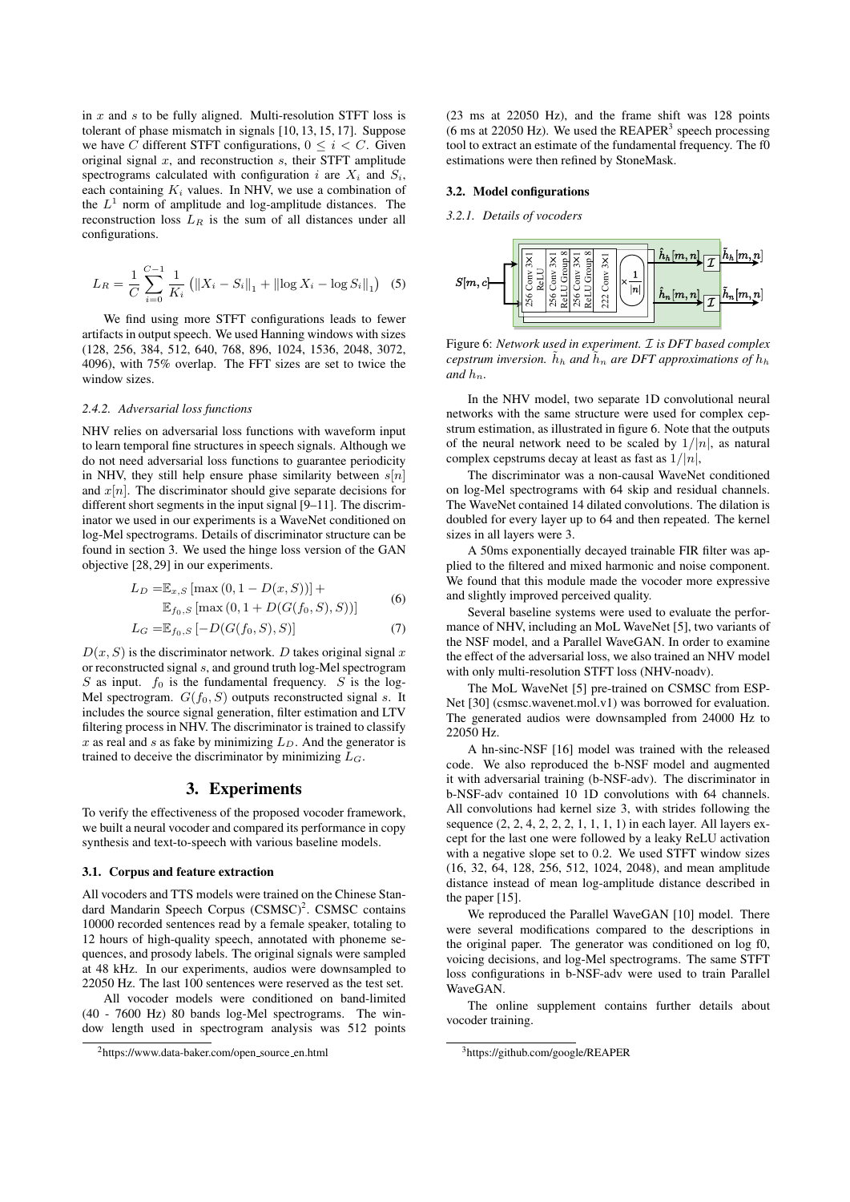in $x$ and $s$ to be fully aligned. Multi-resolution STFT loss is tolerant of phase mismatch in signals [10, 13, 15, 17]. Suppose we have $C$ different STFT configurations, $0 \leq i < C$. Given original signal $x$, and reconstruction $s$, their STFT amplitude spectrograms calculated with configuration $i$ are $X_i$ and $S_i$, each containing $K_i$ values. In NHV, we use a combination of the $L^1$ norm of amplitude and log-amplitude distances. The reconstruction loss $L_R$ is the sum of all distances under all configurations.

$$L_R = \frac{1}{C}\sum_{i=0}^{C-1}\frac{1}{K_i}\left(\|X_i - S_i\|_1 + \|\log X_i - \log S_i\|_1\right) \quad (5)$$

We find using more STFT configurations leads to fewer artifacts in output speech. We used Hanning windows with sizes (128, 256, 384, 512, 640, 768, 896, 1024, 1536, 2048, 3072, 4096), with 75% overlap. The FFT sizes are set to twice the window sizes.

#### 2.4.2. Adversarial loss functions

NHV relies on adversarial loss functions with waveform input to learn temporal fine structures in speech signals. Although we do not need adversarial loss functions to guarantee periodicity in NHV, they still help ensure phase similarity between $s[n]$ and $x[n]$. The discriminator should give separate decisions for different short segments in the input signal [9–11]. The discriminator we used in our experiments is a WaveNet conditioned on log-Mel spectrograms. Details of discriminator structure can be found in section 3. We used the hinge loss version of the GAN objective [28, 29] in our experiments.

$$\begin{aligned} L_D =& \mathbb{E}_{x,S}\left[\max\left(0, 1 - D(x, S)\right)\right] + \\ & \mathbb{E}_{f_0,S}\left[\max\left(0, 1 + D(G(f_0, S), S)\right)\right] \end{aligned} \quad (6)$$

$$L_G = \mathbb{E}_{f_0,S}\left[-D(G(f_0, S), S)\right] \quad (7)$$

$D(x, S)$ is the discriminator network. $D$ takes original signal $x$ or reconstructed signal $s$, and ground truth log-Mel spectrogram $S$ as input. $f_0$ is the fundamental frequency. $S$ is the log-Mel spectrogram. $G(f_0, S)$ outputs reconstructed signal $s$. It includes the source signal generation, filter estimation and LTV filtering process in NHV. The discriminator is trained to classify $x$ as real and $s$ as fake by minimizing $L_D$. And the generator is trained to deceive the discriminator by minimizing $L_G$.

## 3. Experiments

To verify the effectiveness of the proposed vocoder framework, we built a neural vocoder and compared its performance in copy synthesis and text-to-speech with various baseline models.

### 3.1. Corpus and feature extraction

All vocoders and TTS models were trained on the Chinese Standard Mandarin Speech Corpus (CSMSC)[2]. CSMSC contains 10000 recorded sentences read by a female speaker, totaling to 12 hours of high-quality speech, annotated with phoneme sequences, and prosody labels. The original signals were sampled at 48 kHz. In our experiments, audios were downsampled to 22050 Hz. The last 100 sentences were reserved as the test set.

All vocoder models were conditioned on band-limited (40 - 7600 Hz) 80 bands log-Mel spectrograms. The window length used in spectrogram analysis was 512 points (23 ms at 22050 Hz), and the frame shift was 128 points (6 ms at 22050 Hz). We used the REAPER[3] speech processing tool to extract an estimate of the fundamental frequency. The f0 estimations were then refined by StoneMask.

### 3.2. Model configurations

#### 3.2.1. Details of vocoders

Figure 6: *Network used in experiment. $\mathcal{I}$ is DFT based complex cepstrum inversion. $\tilde{h}_h$ and $\tilde{h}_n$ are DFT approximations of $h_h$ and $h_n$.*

In the NHV model, two separate 1D convolutional neural networks with the same structure were used for complex cepstrum estimation, as illustrated in figure 6. Note that the outputs of the neural network need to be scaled by $1/|n|$, as natural complex cepstrums decay at least as fast as $1/|n|$,

The discriminator was a non-causal WaveNet conditioned on log-Mel spectrograms with 64 skip and residual channels. The WaveNet contained 14 dilated convolutions. The dilation is doubled for every layer up to 64 and then repeated. The kernel sizes in all layers were 3.

A 50ms exponentially decayed trainable FIR filter was applied to the filtered and mixed harmonic and noise component. We found that this module made the vocoder more expressive and slightly improved perceived quality.

Several baseline systems were used to evaluate the performance of NHV, including an MoL WaveNet [5], two variants of the NSF model, and a Parallel WaveGAN. In order to examine the effect of the adversarial loss, we also trained an NHV model with only multi-resolution STFT loss (NHV-noadv).

The MoL WaveNet [5] pre-trained on CSMSC from ESPNet [30] (csmsc.wavenet.mol.v1) was borrowed for evaluation. The generated audios were downsampled from 24000 Hz to 22050 Hz.

A hn-sinc-NSF [16] model was trained with the released code. We also reproduced the b-NSF model and augmented it with adversarial training (b-NSF-adv). The discriminator in b-NSF-adv contained 10 1D convolutions with 64 channels. All convolutions had kernel size 3, with strides following the sequence (2, 2, 4, 2, 2, 2, 1, 1, 1, 1) in each layer. All layers except for the last one were followed by a leaky ReLU activation with a negative slope set to 0.2. We used STFT window sizes (16, 32, 64, 128, 256, 512, 1024, 2048), and mean amplitude distance instead of mean log-amplitude distance described in the paper [15].

We reproduced the Parallel WaveGAN [10] model. There were several modifications compared to the descriptions in the original paper. The generator was conditioned on log f0, voicing decisions, and log-Mel spectrograms. The same STFT loss configurations in b-NSF-adv were used to train Parallel WaveGAN.

The online supplement contains further details about vocoder training.

[2] https://www.data-baker.com/open_source_en.html

[3] https://github.com/google/REAPER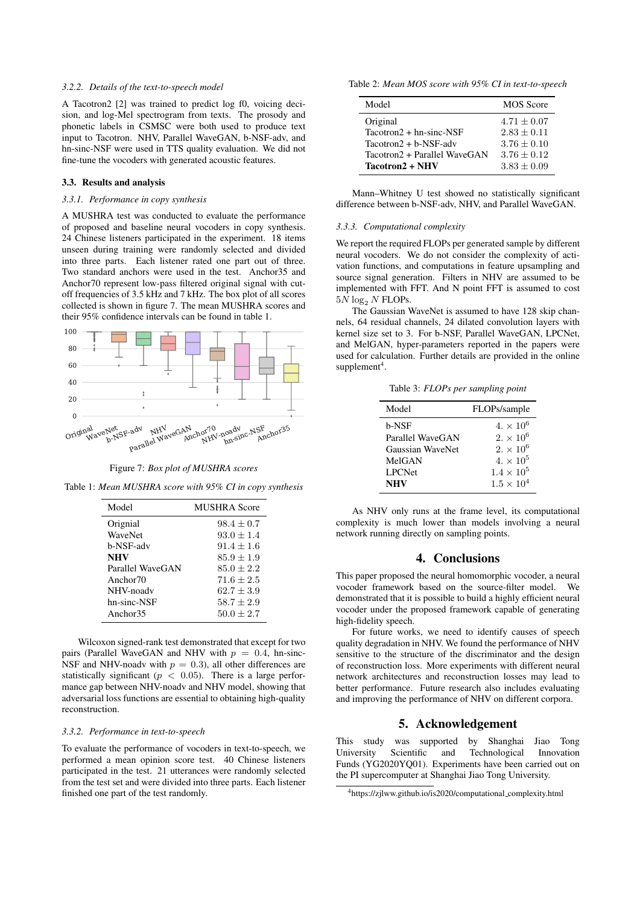*3.2.2. Details of the text-to-speech model*

A Tacotron2 [2] was trained to predict log f0, voicing decision, and log-Mel spectrogram from texts. The prosody and phonetic labels in CSMSC were both used to produce text input to Tacotron. NHV, Parallel WaveGAN, b-NSF-adv, and hn-sinc-NSF were used in TTS quality evaluation. We did not fine-tune the vocoders with generated acoustic features.

### 3.3. Results and analysis

*3.3.1. Performance in copy synthesis*

A MUSHRA test was conducted to evaluate the performance of proposed and baseline neural vocoders in copy synthesis. 24 Chinese listeners participated in the experiment. 18 items unseen during training were randomly selected and divided into three parts. Each listener rated one part out of three. Two standard anchors were used in the test. Anchor35 and Anchor70 represent low-pass filtered original signal with cut-off frequencies of 3.5 kHz and 7 kHz. The box plot of all scores collected is shown in figure 7. The mean MUSHRA scores and their 95% confidence intervals can be found in table 1.

Figure 7: *Box plot of MUSHRA scores*

Table 1: *Mean MUSHRA score with 95% CI in copy synthesis*

| Model | MUSHRA Score |
|---|---|
| Orignial | $98.4 \pm 0.7$ |
| WaveNet | $93.0 \pm 1.4$ |
| b-NSF-adv | $91.4 \pm 1.6$ |
| **NHV** | $85.9 \pm 1.9$ |
| Parallel WaveGAN | $85.0 \pm 2.2$ |
| Anchor70 | $71.6 \pm 2.5$ |
| NHV-noadv | $62.7 \pm 3.9$ |
| hn-sinc-NSF | $58.7 \pm 2.9$ |
| Anchor35 | $50.0 \pm 2.7$ |

Wilcoxon signed-rank test demonstrated that except for two pairs (Parallel WaveGAN and NHV with $p = 0.4$, hn-sinc-NSF and NHV-noadv with $p = 0.3$), all other differences are statistically significant ($p < 0.05$). There is a large performance gap between NHV-noadv and NHV model, showing that adversarial loss functions are essential to obtaining high-quality reconstruction.

*3.3.2. Performance in text-to-speech*

To evaluate the performance of vocoders in text-to-speech, we performed a mean opinion score test. 40 Chinese listeners participated in the test. 21 utterances were randomly selected from the test set and were divided into three parts. Each listener finished one part of the test randomly.

Table 2: *Mean MOS score with 95% CI in text-to-speech*

| Model | MOS Score |
|---|---|
| Original | $4.71 \pm 0.07$ |
| Tacotron2 + hn-sinc-NSF | $2.83 \pm 0.11$ |
| Tacotron2 + b-NSF-adv | $3.76 \pm 0.10$ |
| Tacotron2 + Parallel WaveGAN | $3.76 \pm 0.12$ |
| **Tacotron2 + NHV** | $3.83 \pm 0.09$ |

Mann–Whitney U test showed no statistically significant difference between b-NSF-adv, NHV, and Parallel WaveGAN.

*3.3.3. Computational complexity*

We report the required FLOPs per generated sample by different neural vocoders. We do not consider the complexity of activation functions, and computations in feature upsampling and source signal generation. Filters in NHV are assumed to be implemented with FFT. And N point FFT is assumed to cost $5N \log_2 N$ FLOPs.

The Gaussian WaveNet is assumed to have 128 skip channels, 64 residual channels, 24 dilated convolution layers with kernel size set to 3. For b-NSF, Parallel WaveGAN, LPCNet, and MelGAN, hyper-parameters reported in the papers were used for calculation. Further details are provided in the online supplement[4].

Table 3: *FLOPs per sampling point*

| Model | FLOPs/sample |
|---|---|
| b-NSF | $4. \times 10^6$ |
| Parallel WaveGAN | $2. \times 10^6$ |
| Gaussian WaveNet | $2. \times 10^6$ |
| MelGAN | $4. \times 10^5$ |
| LPCNet | $1.4 \times 10^5$ |
| **NHV** | $1.5 \times 10^4$ |

As NHV only runs at the frame level, its computational complexity is much lower than models involving a neural network running directly on sampling points.

## 4. Conclusions

This paper proposed the neural homomorphic vocoder, a neural vocoder framework based on the source-filter model. We demonstrated that it is possible to build a highly efficient neural vocoder under the proposed framework capable of generating high-fidelity speech.

For future works, we need to identify causes of speech quality degradation in NHV. We found the performance of NHV sensitive to the structure of the discriminator and the design of reconstruction loss. More experiments with different neural network architectures and reconstruction losses may lead to better performance. Future research also includes evaluating and improving the performance of NHV on different corpora.

## 5. Acknowledgement

This study was supported by Shanghai Jiao Tong University Scientific and Technological Innovation Funds (YG2020YQ01). Experiments have been carried out on the PI supercomputer at Shanghai Jiao Tong University.

[4]https://zjlww.github.io/is2020/computational_complexity.html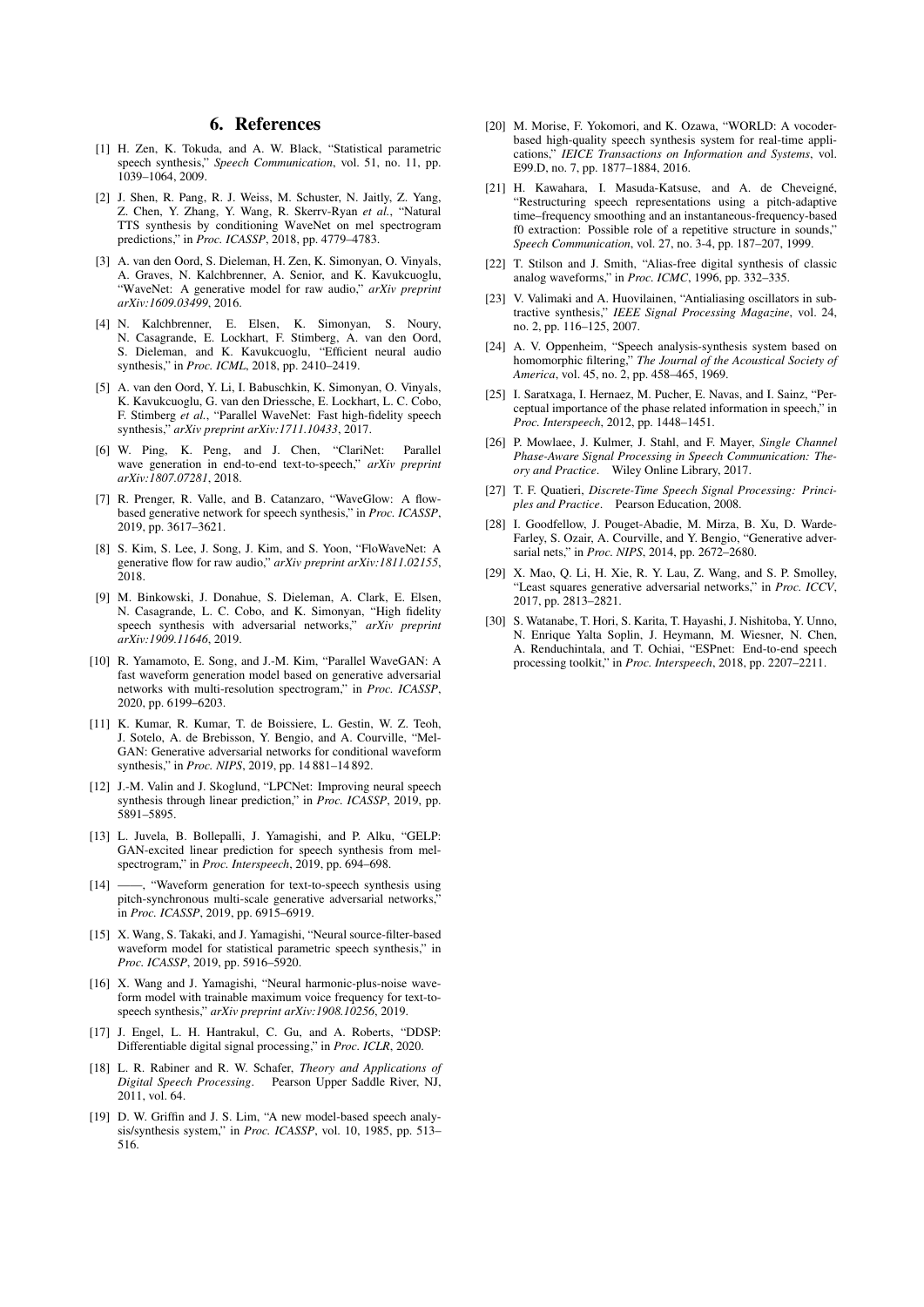## 6. References

[1] H. Zen, K. Tokuda, and A. W. Black, "Statistical parametric speech synthesis," *Speech Communication*, vol. 51, no. 11, pp. 1039–1064, 2009.

[2] J. Shen, R. Pang, R. J. Weiss, M. Schuster, N. Jaitly, Z. Yang, Z. Chen, Y. Zhang, Y. Wang, R. Skerrv-Ryan *et al.*, "Natural TTS synthesis by conditioning WaveNet on mel spectrogram predictions," in *Proc. ICASSP*, 2018, pp. 4779–4783.

[3] A. van den Oord, S. Dieleman, H. Zen, K. Simonyan, O. Vinyals, A. Graves, N. Kalchbrenner, A. Senior, and K. Kavukcuoglu, "WaveNet: A generative model for raw audio," *arXiv preprint arXiv:1609.03499*, 2016.

[4] N. Kalchbrenner, E. Elsen, K. Simonyan, S. Noury, N. Casagrande, E. Lockhart, F. Stimberg, A. van den Oord, S. Dieleman, and K. Kavukcuoglu, "Efficient neural audio synthesis," in *Proc. ICML*, 2018, pp. 2410–2419.

[5] A. van den Oord, Y. Li, I. Babuschkin, K. Simonyan, O. Vinyals, K. Kavukcuoglu, G. van den Driessche, E. Lockhart, L. C. Cobo, F. Stimberg *et al.*, "Parallel WaveNet: Fast high-fidelity speech synthesis," *arXiv preprint arXiv:1711.10433*, 2017.

[6] W. Ping, K. Peng, and J. Chen, "ClariNet: Parallel wave generation in end-to-end text-to-speech," *arXiv preprint arXiv:1807.07281*, 2018.

[7] R. Prenger, R. Valle, and B. Catanzaro, "WaveGlow: A flow-based generative network for speech synthesis," in *Proc. ICASSP*, 2019, pp. 3617–3621.

[8] S. Kim, S. Lee, J. Song, J. Kim, and S. Yoon, "FloWaveNet: A generative flow for raw audio," *arXiv preprint arXiv:1811.02155*, 2018.

[9] M. Binkowski, J. Donahue, S. Dieleman, A. Clark, E. Elsen, N. Casagrande, L. C. Cobo, and K. Simonyan, "High fidelity speech synthesis with adversarial networks," *arXiv preprint arXiv:1909.11646*, 2019.

[10] R. Yamamoto, E. Song, and J.-M. Kim, "Parallel WaveGAN: A fast waveform generation model based on generative adversarial networks with multi-resolution spectrogram," in *Proc. ICASSP*, 2020, pp. 6199–6203.

[11] K. Kumar, R. Kumar, T. de Boissiere, L. Gestin, W. Z. Teoh, J. Sotelo, A. de Brebisson, Y. Bengio, and A. Courville, "Mel-GAN: Generative adversarial networks for conditional waveform synthesis," in *Proc. NIPS*, 2019, pp. 14 881–14 892.

[12] J.-M. Valin and J. Skoglund, "LPCNet: Improving neural speech synthesis through linear prediction," in *Proc. ICASSP*, 2019, pp. 5891–5895.

[13] L. Juvela, B. Bollepalli, J. Yamagishi, and P. Alku, "GELP: GAN-excited linear prediction for speech synthesis from mel-spectrogram," in *Proc. Interspeech*, 2019, pp. 694–698.

[14] ——, "Waveform generation for text-to-speech synthesis using pitch-synchronous multi-scale generative adversarial networks," in *Proc. ICASSP*, 2019, pp. 6915–6919.

[15] X. Wang, S. Takaki, and J. Yamagishi, "Neural source-filter-based waveform model for statistical parametric speech synthesis," in *Proc. ICASSP*, 2019, pp. 5916–5920.

[16] X. Wang and J. Yamagishi, "Neural harmonic-plus-noise waveform model with trainable maximum voice frequency for text-to-speech synthesis," *arXiv preprint arXiv:1908.10256*, 2019.

[17] J. Engel, L. H. Hantrakul, C. Gu, and A. Roberts, "DDSP: Differentiable digital signal processing," in *Proc. ICLR*, 2020.

[18] L. R. Rabiner and R. W. Schafer, *Theory and Applications of Digital Speech Processing*. Pearson Upper Saddle River, NJ, 2011, vol. 64.

[19] D. W. Griffin and J. S. Lim, "A new model-based speech analysis/synthesis system," in *Proc. ICASSP*, vol. 10, 1985, pp. 513–516.

[20] M. Morise, F. Yokomori, and K. Ozawa, "WORLD: A vocoder-based high-quality speech synthesis system for real-time applications," *IEICE Transactions on Information and Systems*, vol. E99.D, no. 7, pp. 1877–1884, 2016.

[21] H. Kawahara, I. Masuda-Katsuse, and A. de Cheveigné, "Restructuring speech representations using a pitch-adaptive time–frequency smoothing and an instantaneous-frequency-based f0 extraction: Possible role of a repetitive structure in sounds," *Speech Communication*, vol. 27, no. 3-4, pp. 187–207, 1999.

[22] T. Stilson and J. Smith, "Alias-free digital synthesis of classic analog waveforms," in *Proc. ICMC*, 1996, pp. 332–335.

[23] V. Valimaki and A. Huovilainen, "Antialiasing oscillators in subtractive synthesis," *IEEE Signal Processing Magazine*, vol. 24, no. 2, pp. 116–125, 2007.

[24] A. V. Oppenheim, "Speech analysis-synthesis system based on homomorphic filtering," *The Journal of the Acoustical Society of America*, vol. 45, no. 2, pp. 458–465, 1969.

[25] I. Saratxaga, I. Hernaez, M. Pucher, E. Navas, and I. Sainz, "Perceptual importance of the phase related information in speech," in *Proc. Interspeech*, 2012, pp. 1448–1451.

[26] P. Mowlaee, J. Kulmer, J. Stahl, and F. Mayer, *Single Channel Phase-Aware Signal Processing in Speech Communication: Theory and Practice*. Wiley Online Library, 2017.

[27] T. F. Quatieri, *Discrete-Time Speech Signal Processing: Principles and Practice*. Pearson Education, 2008.

[28] I. Goodfellow, J. Pouget-Abadie, M. Mirza, B. Xu, D. Warde-Farley, S. Ozair, A. Courville, and Y. Bengio, "Generative adversarial nets," in *Proc. NIPS*, 2014, pp. 2672–2680.

[29] X. Mao, Q. Li, H. Xie, R. Y. Lau, Z. Wang, and S. P. Smolley, "Least squares generative adversarial networks," in *Proc. ICCV*, 2017, pp. 2813–2821.

[30] S. Watanabe, T. Hori, S. Karita, T. Hayashi, J. Nishitoba, Y. Unno, N. Enrique Yalta Soplin, J. Heymann, M. Wiesner, N. Chen, A. Renduchintala, and T. Ochiai, "ESPnet: End-to-end speech processing toolkit," in *Proc. Interspeech*, 2018, pp. 2207–2211.